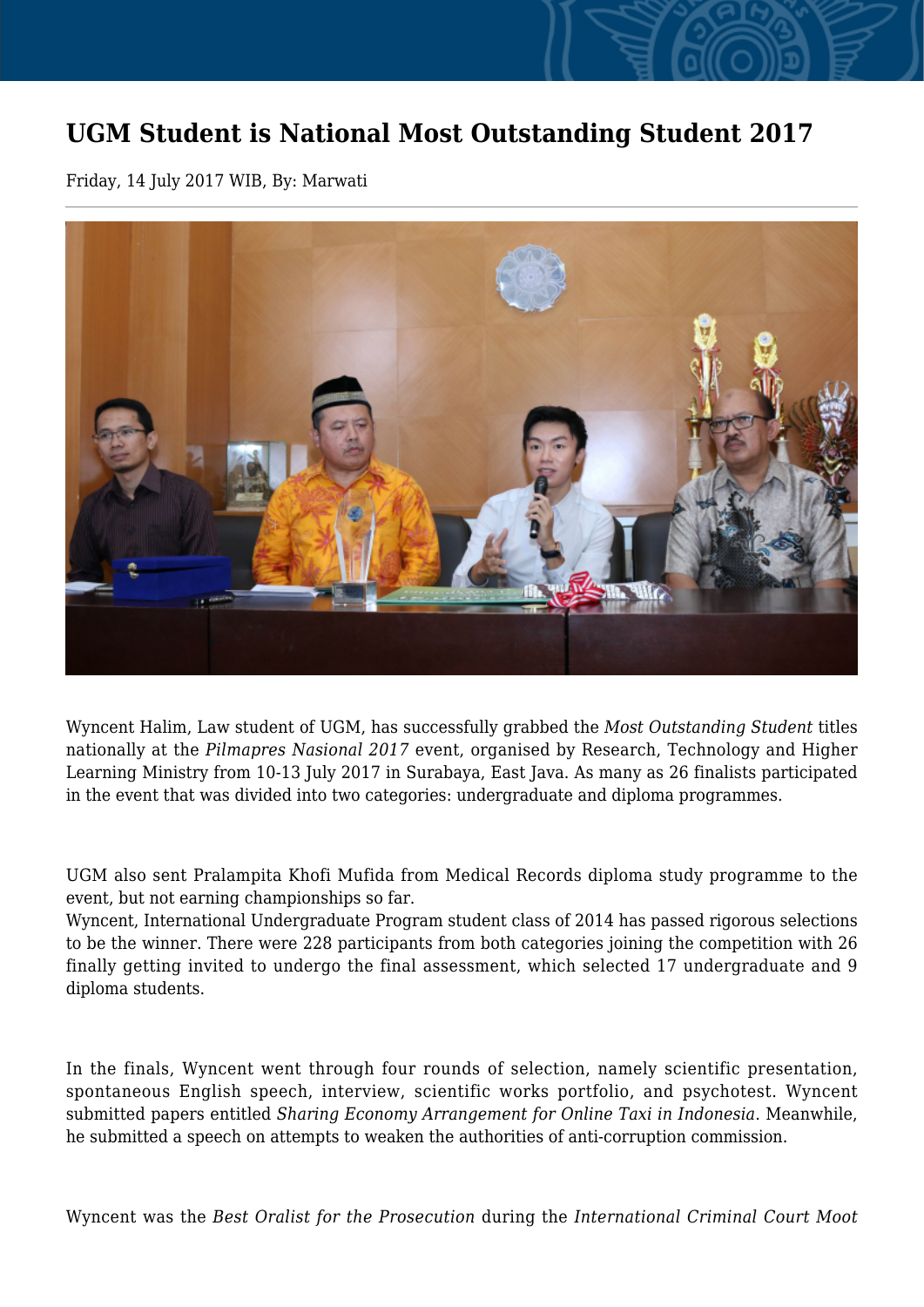# UGM Student is National Most Outstanding Student 2017

Friday, 14 July 2017 WIB, By: Marwati

Wyncent Halim, Law student of UGM, has successfully grabbed the *Most Outstanding Student* titles nationally at the *Pilmapres Nasional 2017* event, organised by Research, Technology and Higher Learning Ministry from 10-13 July 2017 in Surabaya, East Java. As many as 26 finalists participated in the event that was divided into two categories: undergraduate and diploma programmes.

UGM also sent Pralampita Khofi Mufida from Medical Records diploma study programme to the event, but not earning championships so far.

Wyncent, International Undergraduate Program student class of 2014 has passed rigorous selections to be the winner. There were 228 participants from both categories joining the competition with 26 finally getting invited to undergo the final assessment, which selected 17 undergraduate and 9 diploma students.

In the finals, Wyncent went through four rounds of selection, namely scientific presentation, spontaneous English speech, interview, scientific works portfolio, and psychotest. Wyncent submitted papers entitled *Sharing Economy Arrangement for Online Taxi in Indonesia*. Meanwhile, he submitted a speech on attempts to weaken the authorities of anti-corruption commission.

Wyncent was the *Best Oralist for the Prosecution* during the *International Criminal Court Moot*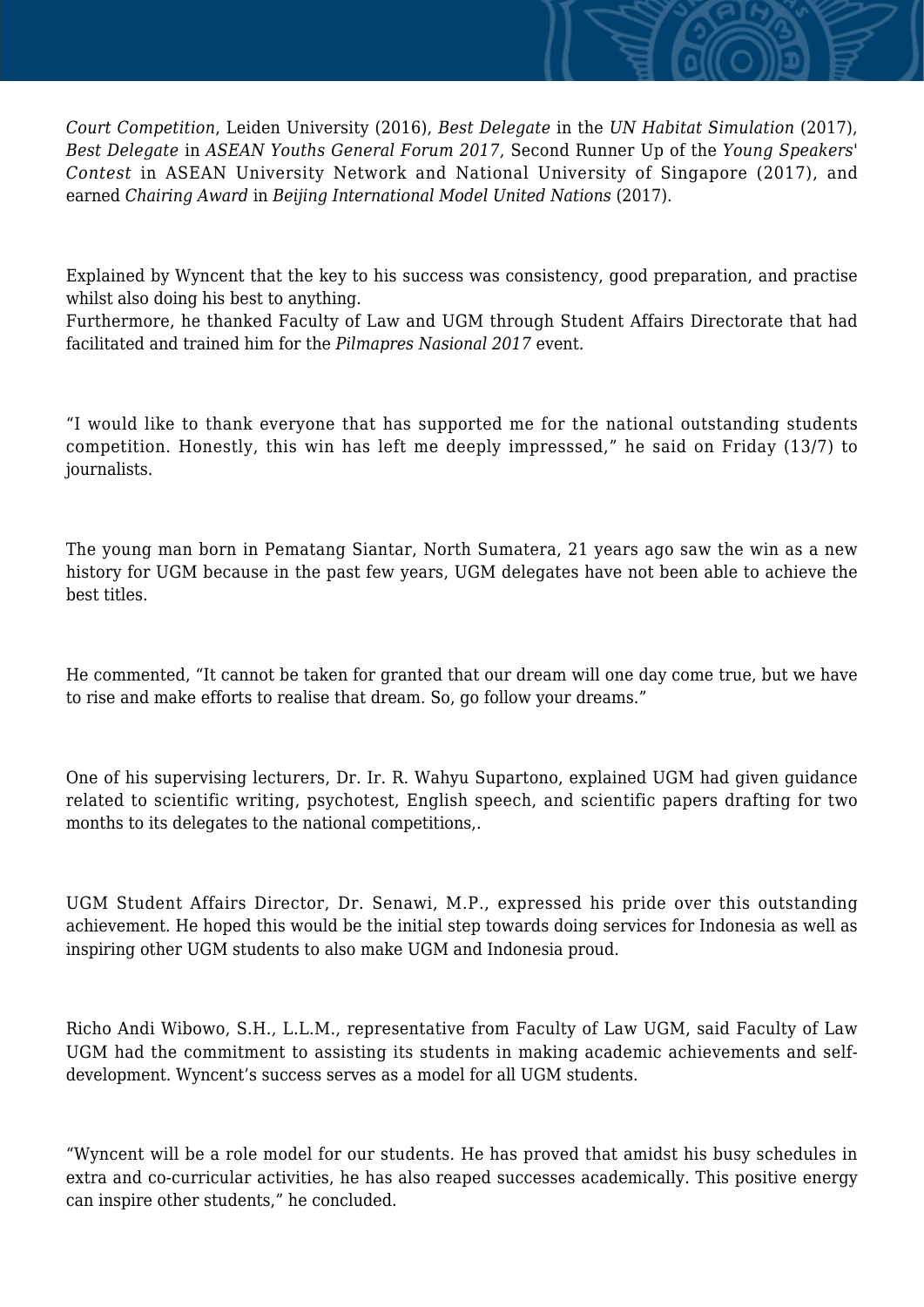*Court Competition*, Leiden University (2016), *Best Delegate* in the *UN Habitat Simulation* (2017), *Best Delegate* in *ASEAN Youths General Forum 2017*, Second Runner Up of the *Young Speakers' Contest* in ASEAN University Network and National University of Singapore (2017), and earned *Chairing Award* in *Beijing International Model United Nations* (2017).

Explained by Wyncent that the key to his success was consistency, good preparation, and practise whilst also doing his best to anything.
Furthermore, he thanked Faculty of Law and UGM through Student Affairs Directorate that had facilitated and trained him for the *Pilmapres Nasional 2017* event.

“I would like to thank everyone that has supported me for the national outstanding students competition. Honestly, this win has left me deeply impresssed,” he said on Friday (13/7) to journalists.

The young man born in Pematang Siantar, North Sumatera, 21 years ago saw the win as a new history for UGM because in the past few years, UGM delegates have not been able to achieve the best titles.

He commented, “It cannot be taken for granted that our dream will one day come true, but we have to rise and make efforts to realise that dream. So, go follow your dreams.”

One of his supervising lecturers, Dr. Ir. R. Wahyu Supartono, explained UGM had given guidance related to scientific writing, psychotest, English speech, and scientific papers drafting for two months to its delegates to the national competitions,.

UGM Student Affairs Director, Dr. Senawi, M.P., expressed his pride over this outstanding achievement. He hoped this would be the initial step towards doing services for Indonesia as well as inspiring other UGM students to also make UGM and Indonesia proud.

Richo Andi Wibowo, S.H., L.L.M., representative from Faculty of Law UGM, said Faculty of Law UGM had the commitment to assisting its students in making academic achievements and self-development. Wyncent’s success serves as a model for all UGM students.

“Wyncent will be a role model for our students. He has proved that amidst his busy schedules in extra and co-curricular activities, he has also reaped successes academically. This positive energy can inspire other students,” he concluded.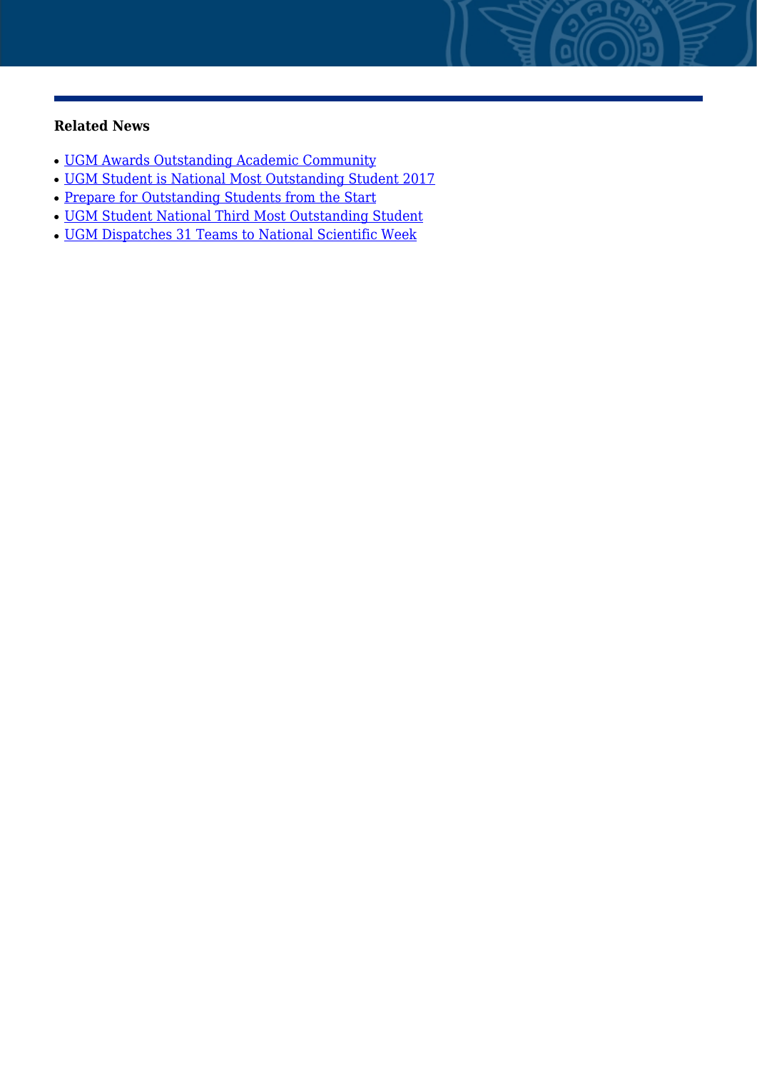### Related News

- UGM Awards Outstanding Academic Community
- UGM Student is National Most Outstanding Student 2017
- Prepare for Outstanding Students from the Start
- UGM Student National Third Most Outstanding Student
- UGM Dispatches 31 Teams to National Scientific Week